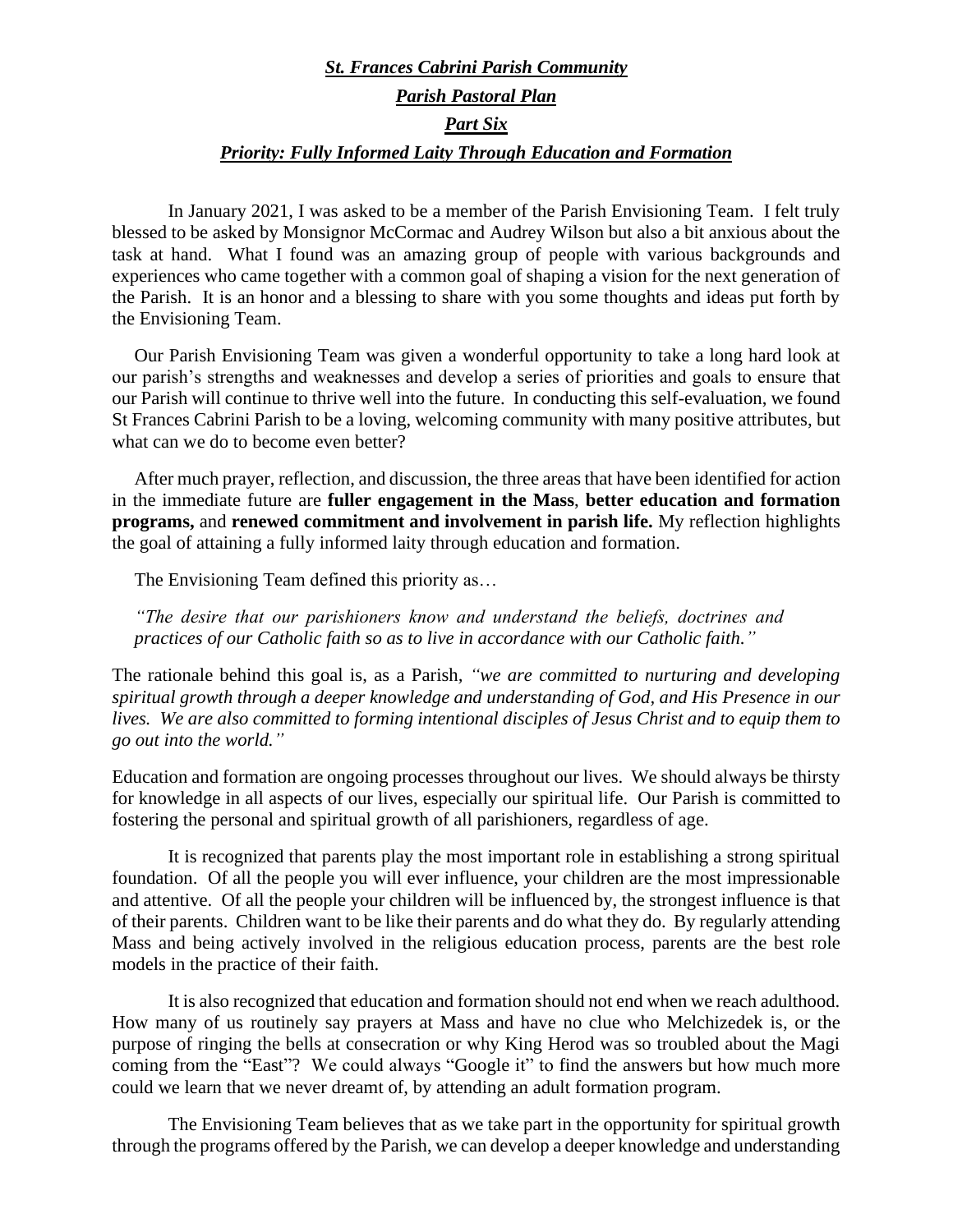# *St. Frances Cabrini Parish Community*

## *Parish Pastoral Plan*

## *Part Six*

## *Priority: Fully Informed Laity Through Education and Formation*

In January 2021, I was asked to be a member of the Parish Envisioning Team. I felt truly blessed to be asked by Monsignor McCormac and Audrey Wilson but also a bit anxious about the task at hand. What I found was an amazing group of people with various backgrounds and experiences who came together with a common goal of shaping a vision for the next generation of the Parish. It is an honor and a blessing to share with you some thoughts and ideas put forth by the Envisioning Team.

Our Parish Envisioning Team was given a wonderful opportunity to take a long hard look at our parish's strengths and weaknesses and develop a series of priorities and goals to ensure that our Parish will continue to thrive well into the future. In conducting this self-evaluation, we found St Frances Cabrini Parish to be a loving, welcoming community with many positive attributes, but what can we do to become even better?

After much prayer, reflection, and discussion, the three areas that have been identified for action in the immediate future are **fuller engagement in the Mass**, **better education and formation programs,** and **renewed commitment and involvement in parish life.** My reflection highlights the goal of attaining a fully informed laity through education and formation.

The Envisioning Team defined this priority as…

*"The desire that our parishioners know and understand the beliefs, doctrines and practices of our Catholic faith so as to live in accordance with our Catholic faith."*

The rationale behind this goal is, as a Parish, *"we are committed to nurturing and developing spiritual growth through a deeper knowledge and understanding of God, and His Presence in our lives. We are also committed to forming intentional disciples of Jesus Christ and to equip them to go out into the world."*

Education and formation are ongoing processes throughout our lives. We should always be thirsty for knowledge in all aspects of our lives, especially our spiritual life. Our Parish is committed to fostering the personal and spiritual growth of all parishioners, regardless of age.

It is recognized that parents play the most important role in establishing a strong spiritual foundation. Of all the people you will ever influence, your children are the most impressionable and attentive. Of all the people your children will be influenced by, the strongest influence is that of their parents. Children want to be like their parents and do what they do. By regularly attending Mass and being actively involved in the religious education process, parents are the best role models in the practice of their faith.

It is also recognized that education and formation should not end when we reach adulthood. How many of us routinely say prayers at Mass and have no clue who Melchizedek is, or the purpose of ringing the bells at consecration or why King Herod was so troubled about the Magi coming from the "East"? We could always "Google it" to find the answers but how much more could we learn that we never dreamt of, by attending an adult formation program.

The Envisioning Team believes that as we take part in the opportunity for spiritual growth through the programs offered by the Parish, we can develop a deeper knowledge and understanding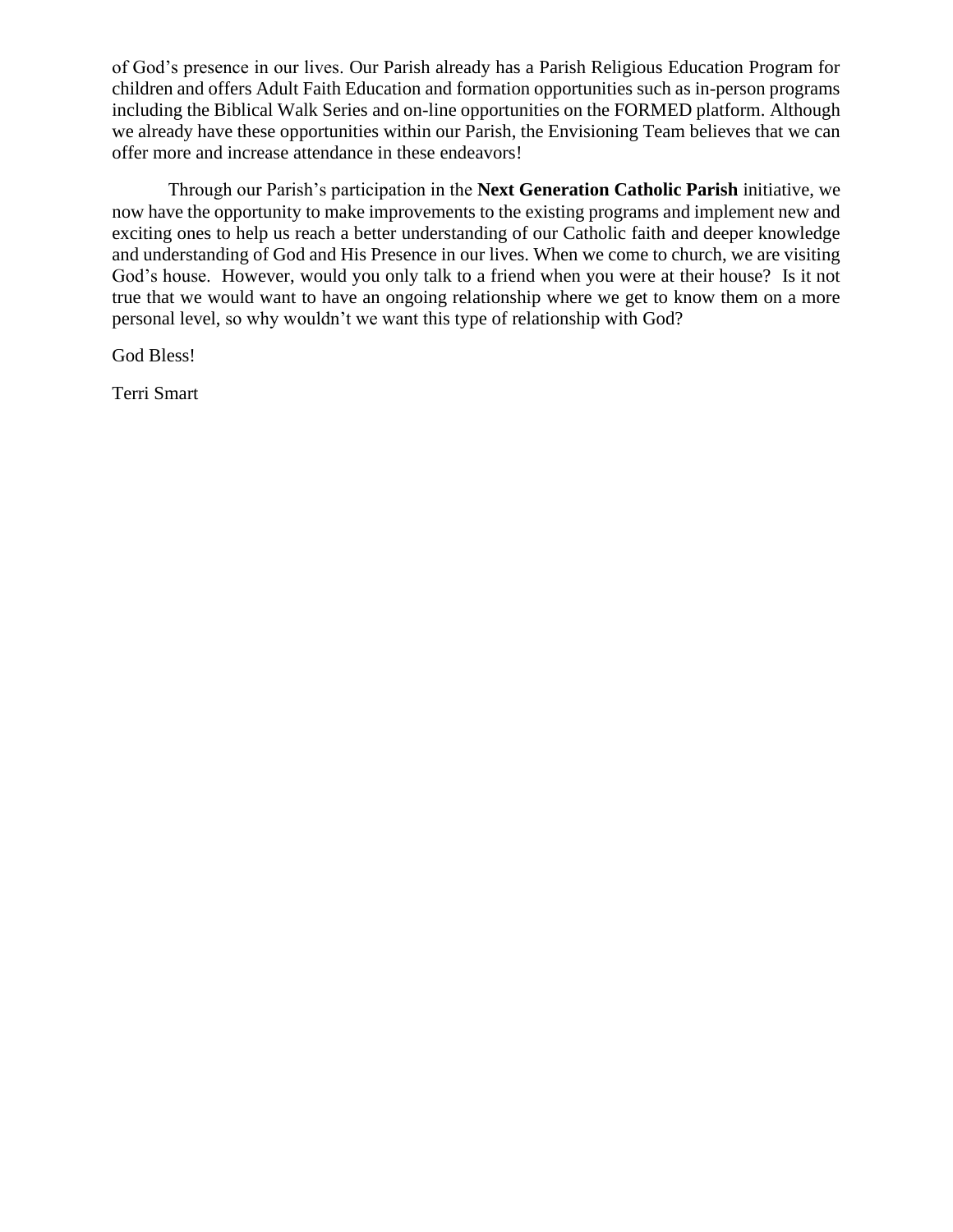of God's presence in our lives. Our Parish already has a Parish Religious Education Program for children and offers Adult Faith Education and formation opportunities such as in-person programs including the Biblical Walk Series and on-line opportunities on the FORMED platform. Although we already have these opportunities within our Parish, the Envisioning Team believes that we can offer more and increase attendance in these endeavors!

Through our Parish's participation in the **Next Generation Catholic Parish** initiative, we now have the opportunity to make improvements to the existing programs and implement new and exciting ones to help us reach a better understanding of our Catholic faith and deeper knowledge and understanding of God and His Presence in our lives. When we come to church, we are visiting God's house. However, would you only talk to a friend when you were at their house? Is it not true that we would want to have an ongoing relationship where we get to know them on a more personal level, so why wouldn't we want this type of relationship with God?

God Bless!

Terri Smart